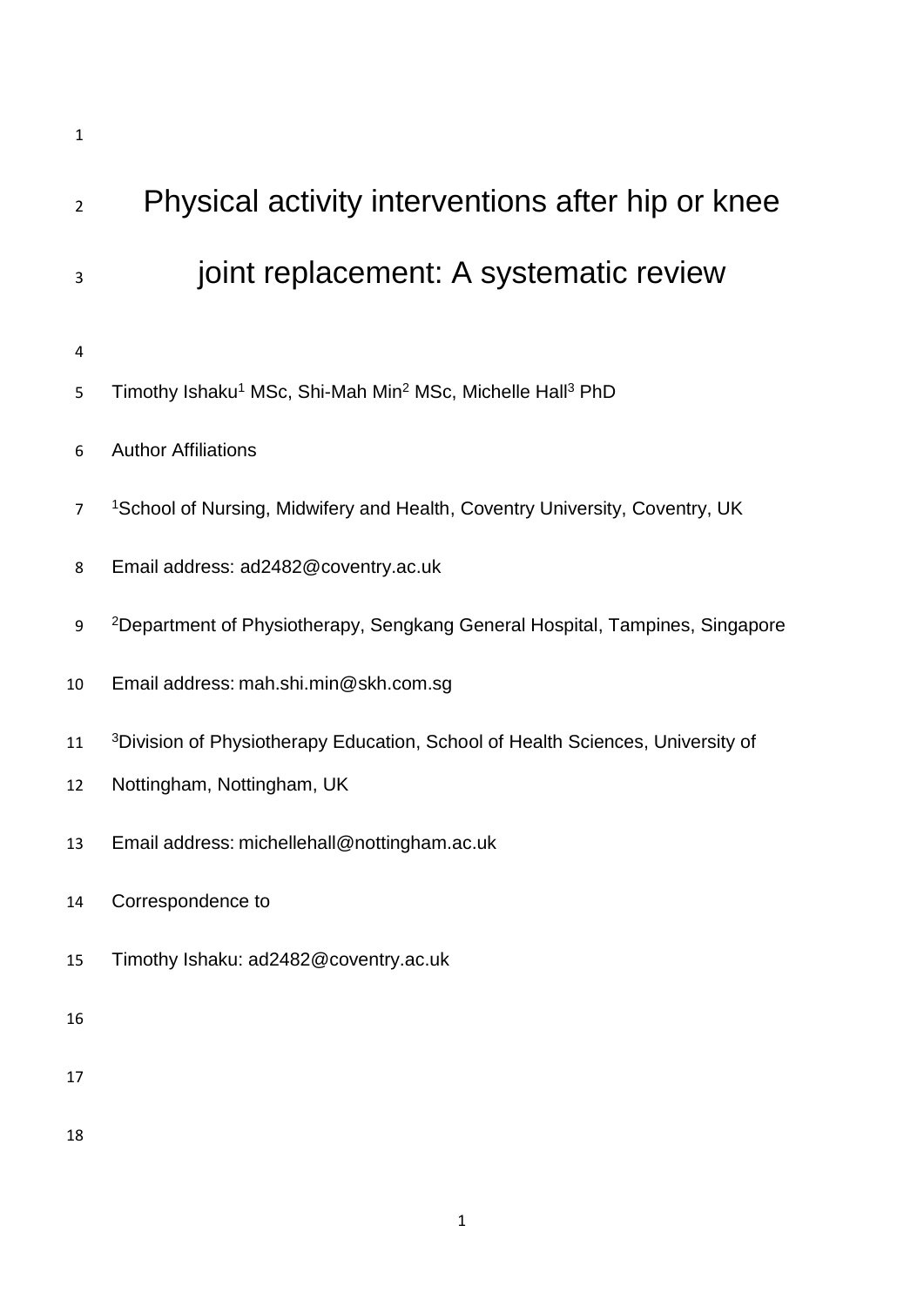# Physical activity interventions after hip or knee joint replacement: A systematic review

Timothy Ishaku[1] MSc, Shi-Mah Min[2] MSc, Michelle Hall[3] PhD

Author Affiliations

[1]School of Nursing, Midwifery and Health, Coventry University, Coventry, UK

Email address: ad2482@coventry.ac.uk

[2]Department of Physiotherapy, Sengkang General Hospital, Tampines, Singapore

Email address: mah.shi.min@skh.com.sg

[3]Division of Physiotherapy Education, School of Health Sciences, University of Nottingham, Nottingham, UK

Email address: michellehall@nottingham.ac.uk

Correspondence to

Timothy Ishaku: ad2482@coventry.ac.uk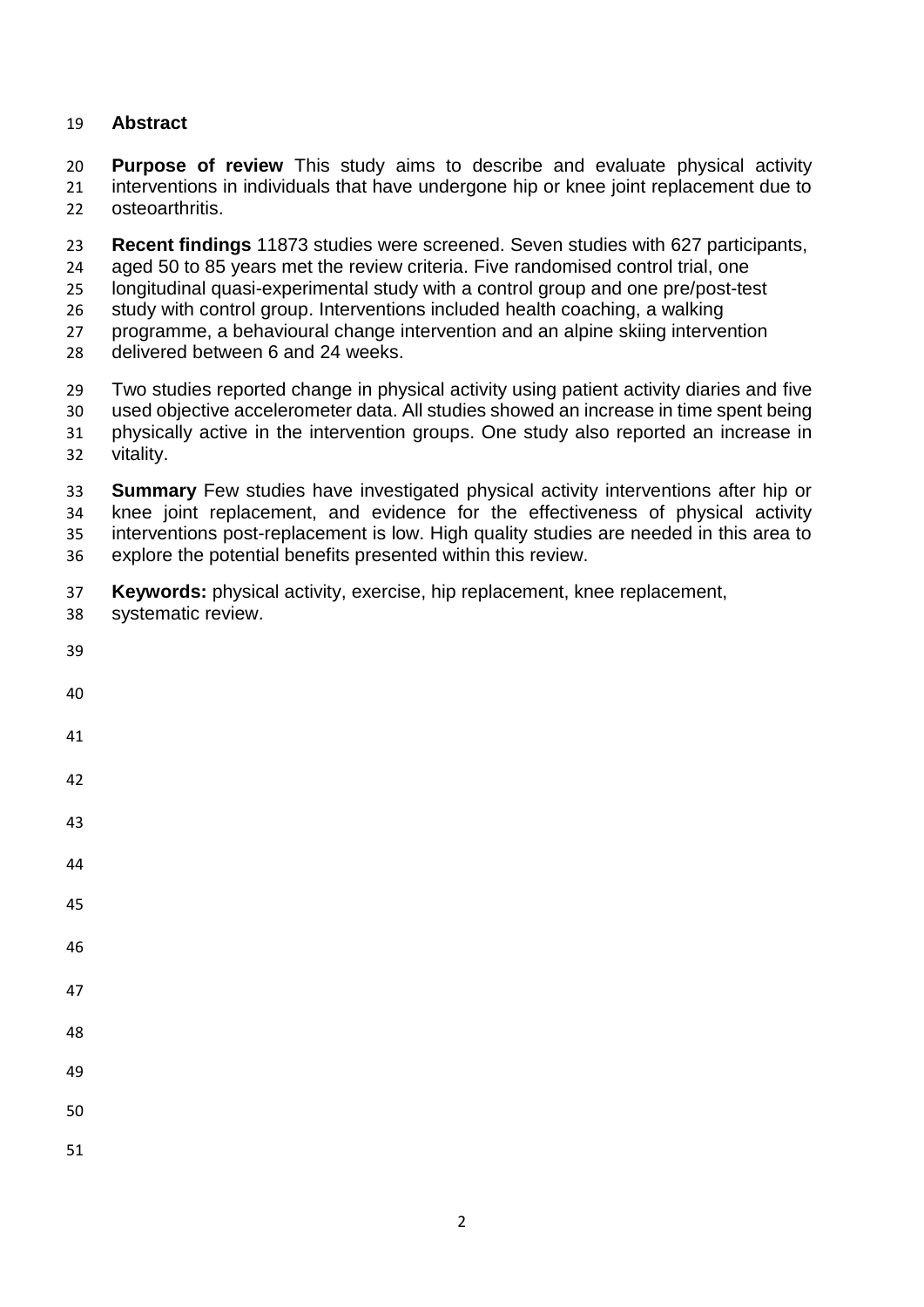## Abstract

**Purpose of review** This study aims to describe and evaluate physical activity interventions in individuals that have undergone hip or knee joint replacement due to osteoarthritis.

**Recent findings** 11873 studies were screened. Seven studies with 627 participants, aged 50 to 85 years met the review criteria. Five randomised control trial, one longitudinal quasi-experimental study with a control group and one pre/post-test study with control group. Interventions included health coaching, a walking programme, a behavioural change intervention and an alpine skiing intervention delivered between 6 and 24 weeks.

Two studies reported change in physical activity using patient activity diaries and five used objective accelerometer data. All studies showed an increase in time spent being physically active in the intervention groups. One study also reported an increase in vitality.

**Summary** Few studies have investigated physical activity interventions after hip or knee joint replacement, and evidence for the effectiveness of physical activity interventions post-replacement is low. High quality studies are needed in this area to explore the potential benefits presented within this review.

**Keywords:** physical activity, exercise, hip replacement, knee replacement, systematic review.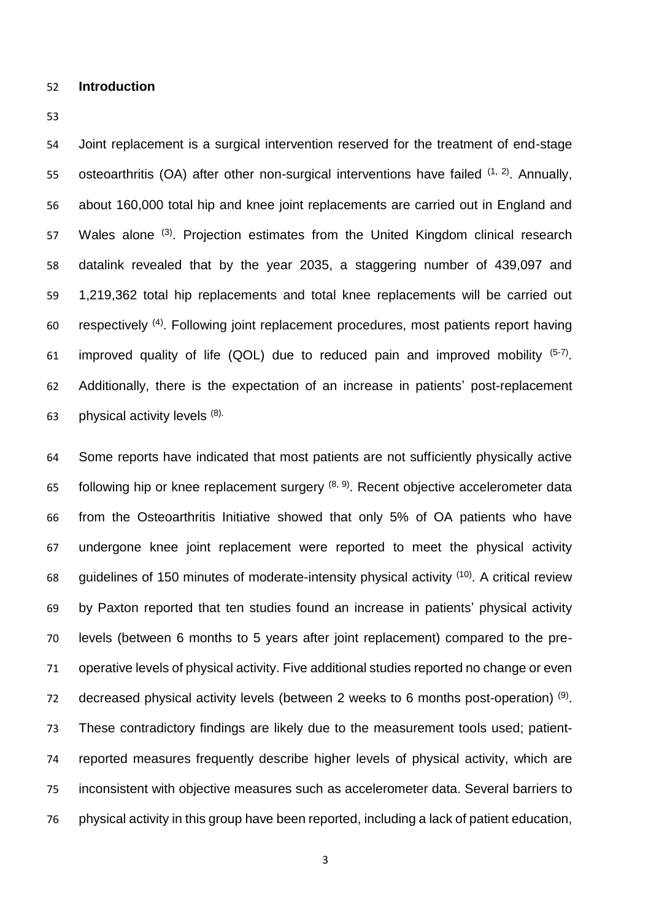## Introduction

Joint replacement is a surgical intervention reserved for the treatment of end-stage osteoarthritis (OA) after other non-surgical interventions have failed [1, 2]. Annually, about 160,000 total hip and knee joint replacements are carried out in England and Wales alone [3]. Projection estimates from the United Kingdom clinical research datalink revealed that by the year 2035, a staggering number of 439,097 and 1,219,362 total hip replacements and total knee replacements will be carried out respectively [4]. Following joint replacement procedures, most patients report having improved quality of life (QOL) due to reduced pain and improved mobility [5-7]. Additionally, there is the expectation of an increase in patients' post-replacement physical activity levels [8].

Some reports have indicated that most patients are not sufficiently physically active following hip or knee replacement surgery [8, 9]. Recent objective accelerometer data from the Osteoarthritis Initiative showed that only 5% of OA patients who have undergone knee joint replacement were reported to meet the physical activity guidelines of 150 minutes of moderate-intensity physical activity [10]. A critical review by Paxton reported that ten studies found an increase in patients' physical activity levels (between 6 months to 5 years after joint replacement) compared to the pre-operative levels of physical activity. Five additional studies reported no change or even decreased physical activity levels (between 2 weeks to 6 months post-operation) [9]. These contradictory findings are likely due to the measurement tools used; patient-reported measures frequently describe higher levels of physical activity, which are inconsistent with objective measures such as accelerometer data. Several barriers to physical activity in this group have been reported, including a lack of patient education,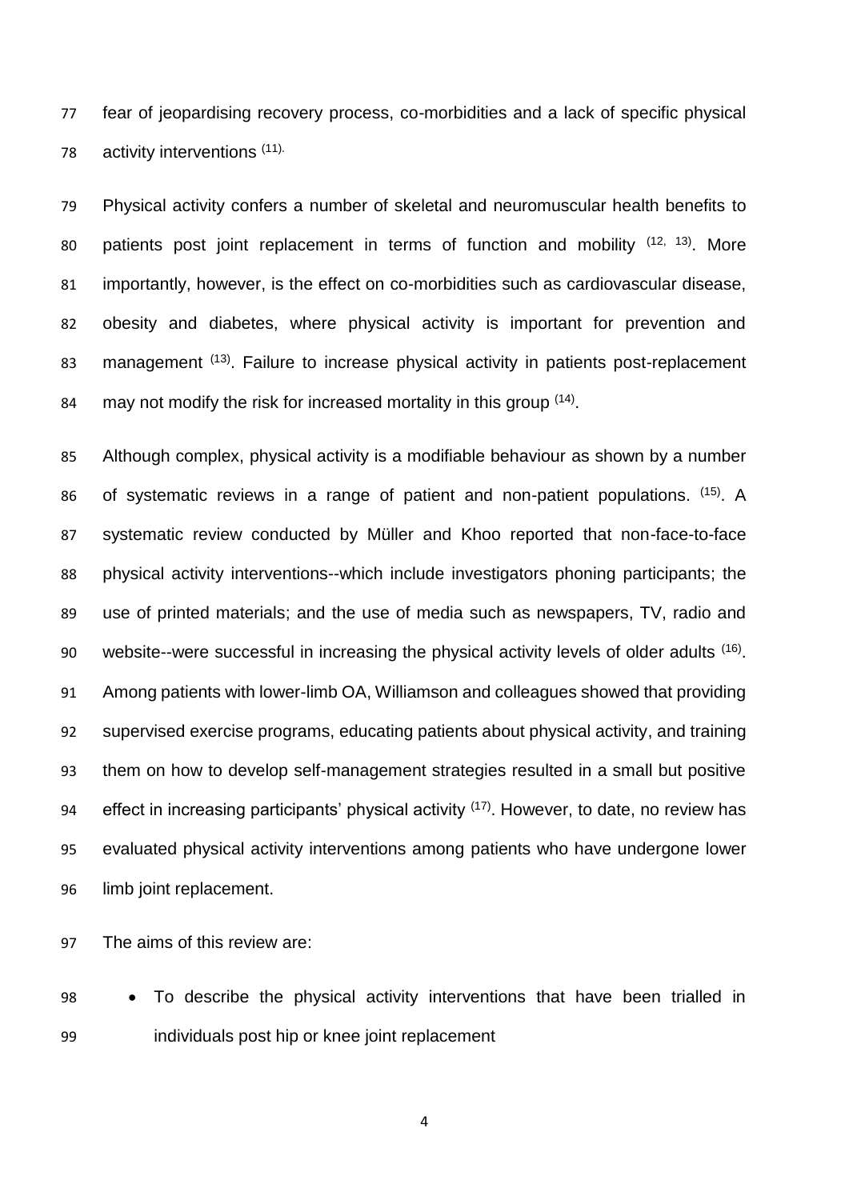fear of jeopardising recovery process, co-morbidities and a lack of specific physical activity interventions [11].

Physical activity confers a number of skeletal and neuromuscular health benefits to patients post joint replacement in terms of function and mobility [12, 13]. More importantly, however, is the effect on co-morbidities such as cardiovascular disease, obesity and diabetes, where physical activity is important for prevention and management [13]. Failure to increase physical activity in patients post-replacement may not modify the risk for increased mortality in this group [14].

Although complex, physical activity is a modifiable behaviour as shown by a number of systematic reviews in a range of patient and non-patient populations. [15]. A systematic review conducted by Müller and Khoo reported that non-face-to-face physical activity interventions--which include investigators phoning participants; the use of printed materials; and the use of media such as newspapers, TV, radio and website--were successful in increasing the physical activity levels of older adults [16]. Among patients with lower-limb OA, Williamson and colleagues showed that providing supervised exercise programs, educating patients about physical activity, and training them on how to develop self-management strategies resulted in a small but positive effect in increasing participants' physical activity [17]. However, to date, no review has evaluated physical activity interventions among patients who have undergone lower limb joint replacement.

The aims of this review are:

- To describe the physical activity interventions that have been trialled in individuals post hip or knee joint replacement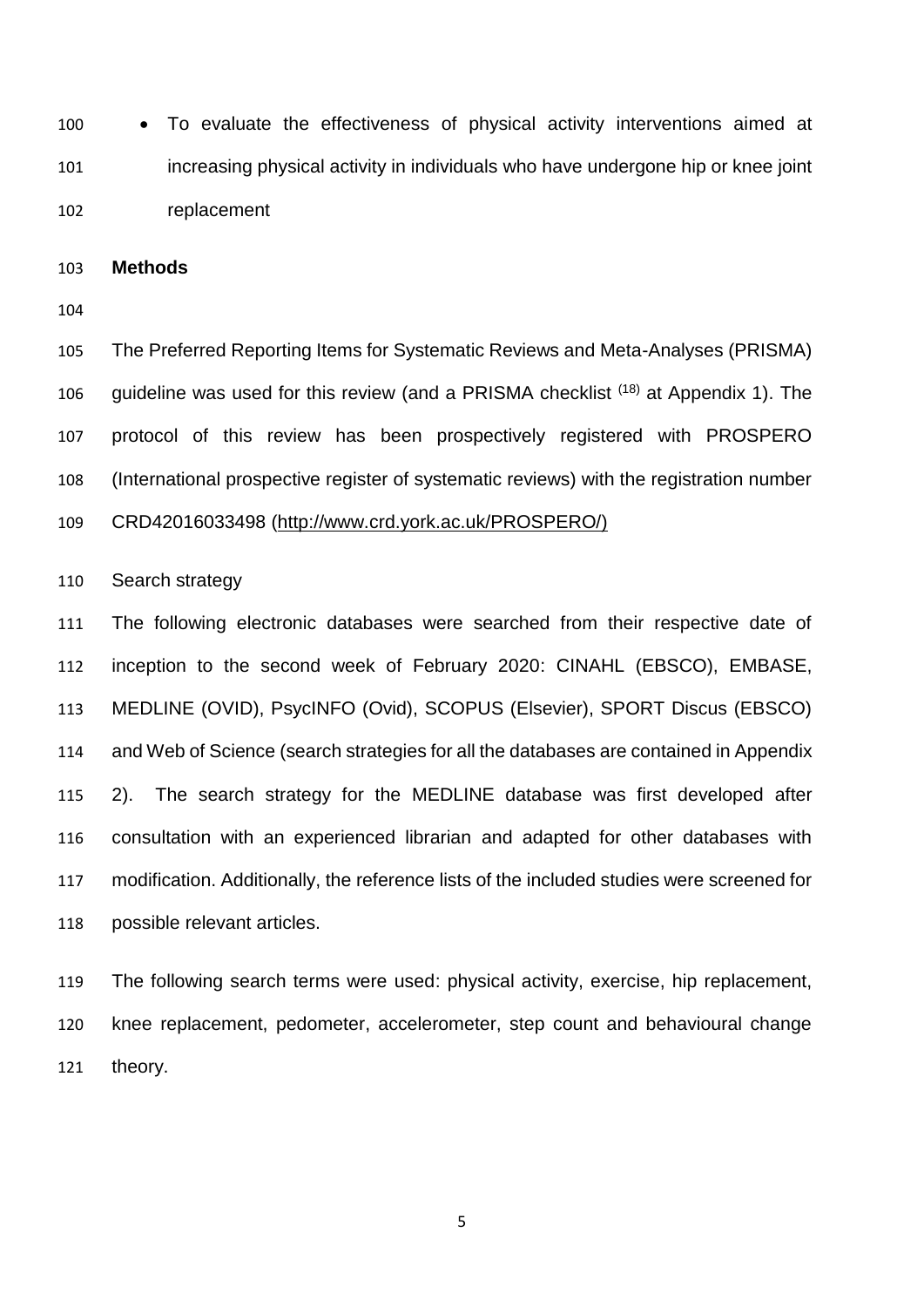- To evaluate the effectiveness of physical activity interventions aimed at increasing physical activity in individuals who have undergone hip or knee joint replacement

## Methods

The Preferred Reporting Items for Systematic Reviews and Meta-Analyses (PRISMA) guideline was used for this review (and a PRISMA checklist [18] at Appendix 1). The protocol of this review has been prospectively registered with PROSPERO (International prospective register of systematic reviews) with the registration number CRD42016033498 (http://www.crd.york.ac.uk/PROSPERO/)

### Search strategy

The following electronic databases were searched from their respective date of inception to the second week of February 2020: CINAHL (EBSCO), EMBASE, MEDLINE (OVID), PsycINFO (Ovid), SCOPUS (Elsevier), SPORT Discus (EBSCO) and Web of Science (search strategies for all the databases are contained in Appendix 2). The search strategy for the MEDLINE database was first developed after consultation with an experienced librarian and adapted for other databases with modification. Additionally, the reference lists of the included studies were screened for possible relevant articles.

The following search terms were used: physical activity, exercise, hip replacement, knee replacement, pedometer, accelerometer, step count and behavioural change theory.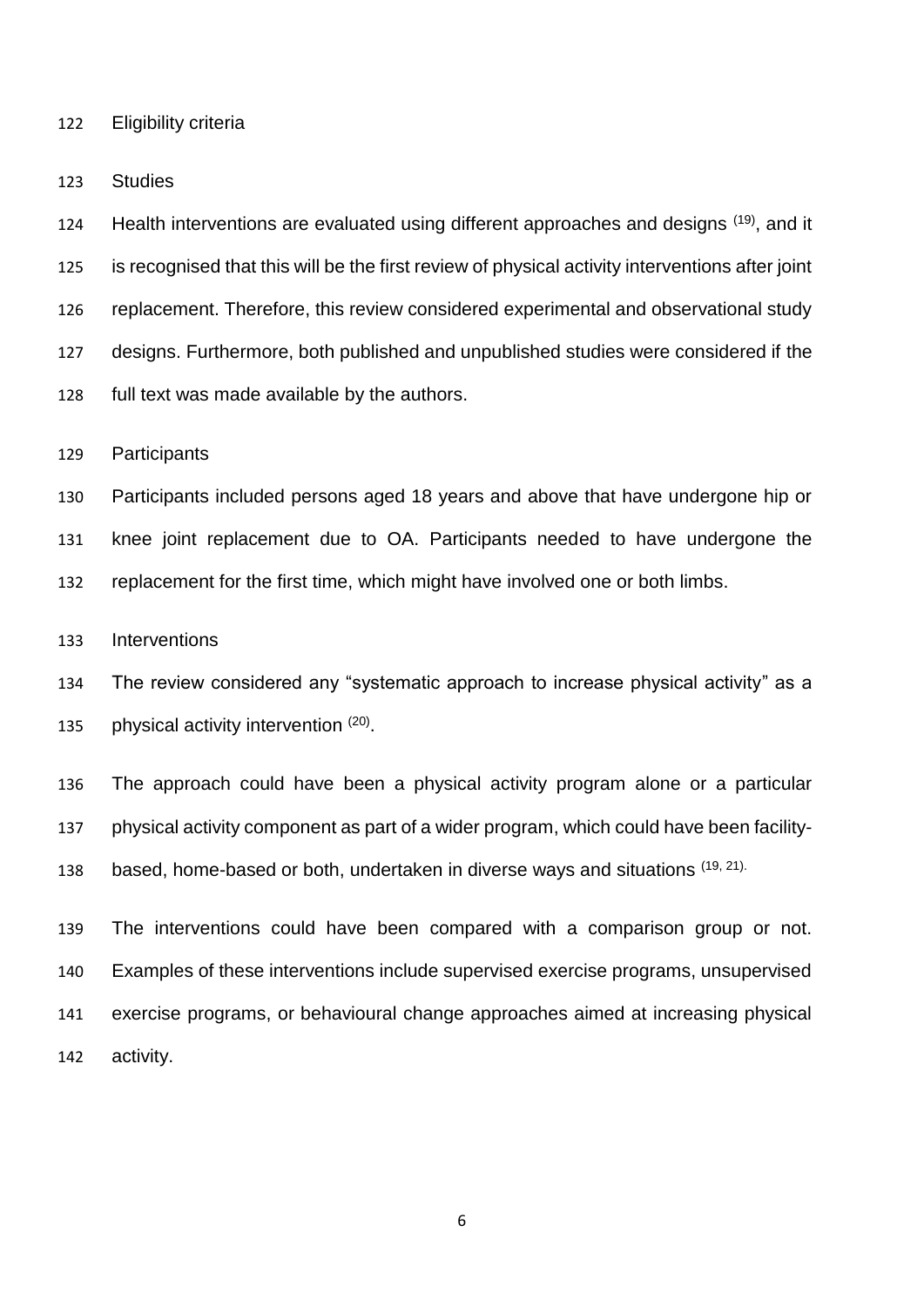## Eligibility criteria

### Studies

Health interventions are evaluated using different approaches and designs [19], and it is recognised that this will be the first review of physical activity interventions after joint replacement. Therefore, this review considered experimental and observational study designs. Furthermore, both published and unpublished studies were considered if the full text was made available by the authors.

### Participants

Participants included persons aged 18 years and above that have undergone hip or knee joint replacement due to OA. Participants needed to have undergone the replacement for the first time, which might have involved one or both limbs.

### Interventions

The review considered any "systematic approach to increase physical activity" as a physical activity intervention [20].

The approach could have been a physical activity program alone or a particular physical activity component as part of a wider program, which could have been facility-based, home-based or both, undertaken in diverse ways and situations [19, 21].

The interventions could have been compared with a comparison group or not. Examples of these interventions include supervised exercise programs, unsupervised exercise programs, or behavioural change approaches aimed at increasing physical activity.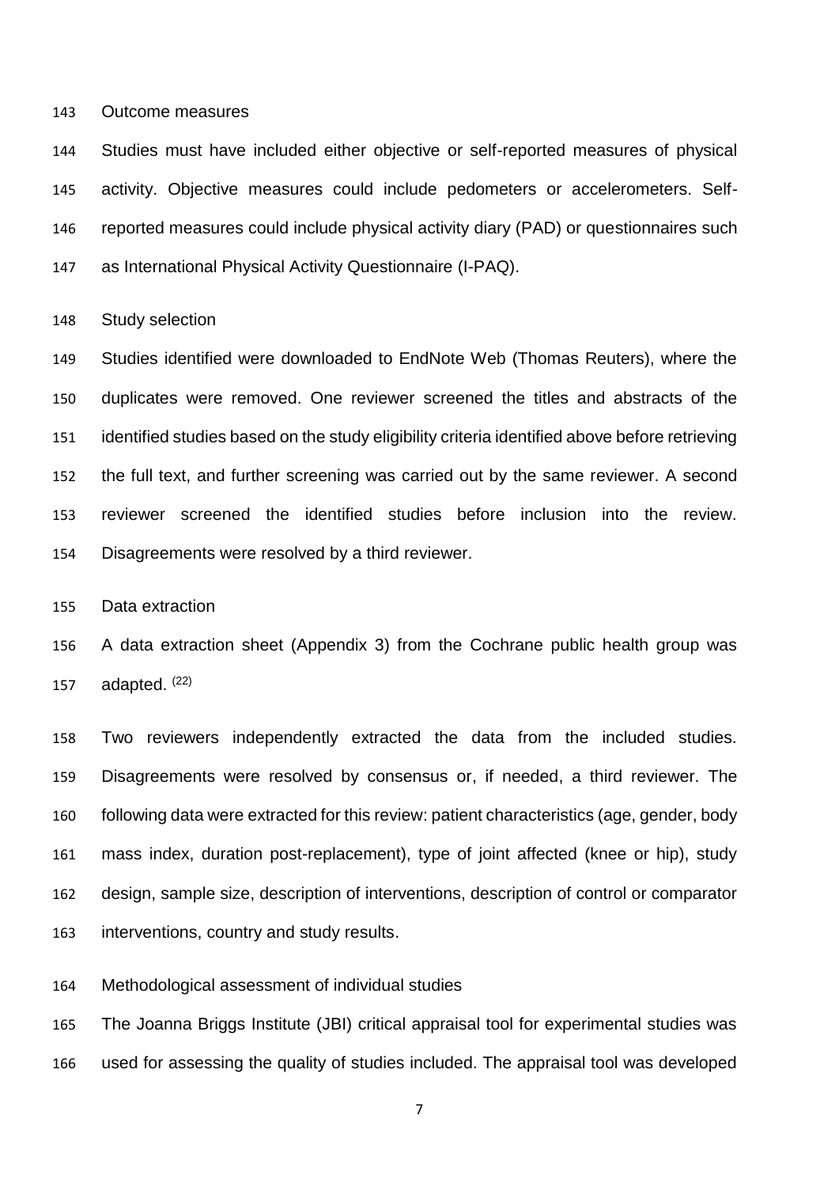### Outcome measures

Studies must have included either objective or self-reported measures of physical activity. Objective measures could include pedometers or accelerometers. Self-reported measures could include physical activity diary (PAD) or questionnaires such as International Physical Activity Questionnaire (I-PAQ).

### Study selection

Studies identified were downloaded to EndNote Web (Thomas Reuters), where the duplicates were removed. One reviewer screened the titles and abstracts of the identified studies based on the study eligibility criteria identified above before retrieving the full text, and further screening was carried out by the same reviewer. A second reviewer screened the identified studies before inclusion into the review. Disagreements were resolved by a third reviewer.

### Data extraction

A data extraction sheet (Appendix 3) from the Cochrane public health group was adapted. [22]

Two reviewers independently extracted the data from the included studies. Disagreements were resolved by consensus or, if needed, a third reviewer. The following data were extracted for this review: patient characteristics (age, gender, body mass index, duration post-replacement), type of joint affected (knee or hip), study design, sample size, description of interventions, description of control or comparator interventions, country and study results.

### Methodological assessment of individual studies

The Joanna Briggs Institute (JBI) critical appraisal tool for experimental studies was used for assessing the quality of studies included. The appraisal tool was developed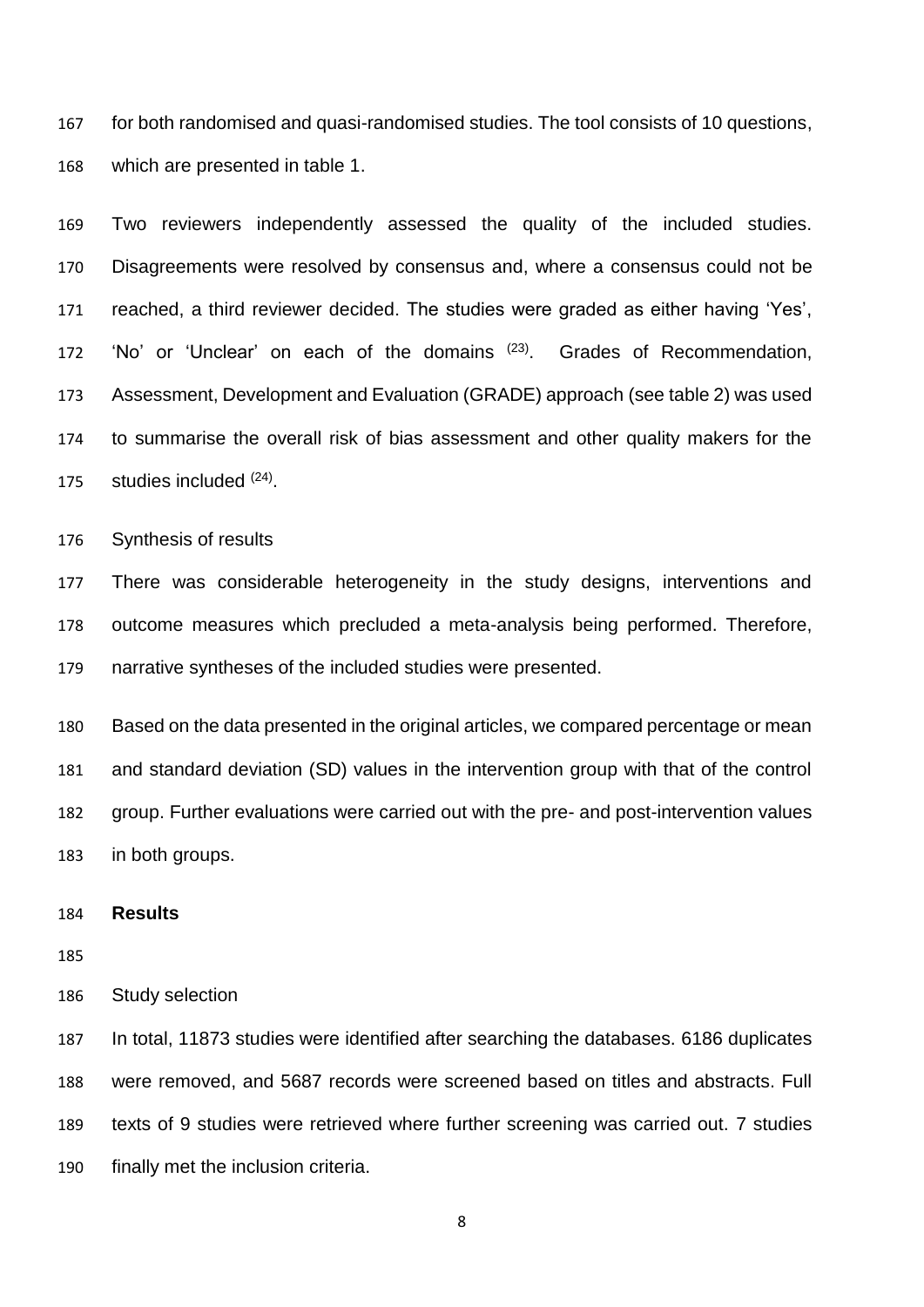for both randomised and quasi-randomised studies. The tool consists of 10 questions, which are presented in table 1.

Two reviewers independently assessed the quality of the included studies. Disagreements were resolved by consensus and, where a consensus could not be reached, a third reviewer decided. The studies were graded as either having 'Yes', 'No' or 'Unclear' on each of the domains [23]. Grades of Recommendation, Assessment, Development and Evaluation (GRADE) approach (see table 2) was used to summarise the overall risk of bias assessment and other quality makers for the studies included [24].

Synthesis of results

There was considerable heterogeneity in the study designs, interventions and outcome measures which precluded a meta-analysis being performed. Therefore, narrative syntheses of the included studies were presented.

Based on the data presented in the original articles, we compared percentage or mean and standard deviation (SD) values in the intervention group with that of the control group. Further evaluations were carried out with the pre- and post-intervention values in both groups.

## Results

Study selection

In total, 11873 studies were identified after searching the databases. 6186 duplicates were removed, and 5687 records were screened based on titles and abstracts. Full texts of 9 studies were retrieved where further screening was carried out. 7 studies finally met the inclusion criteria.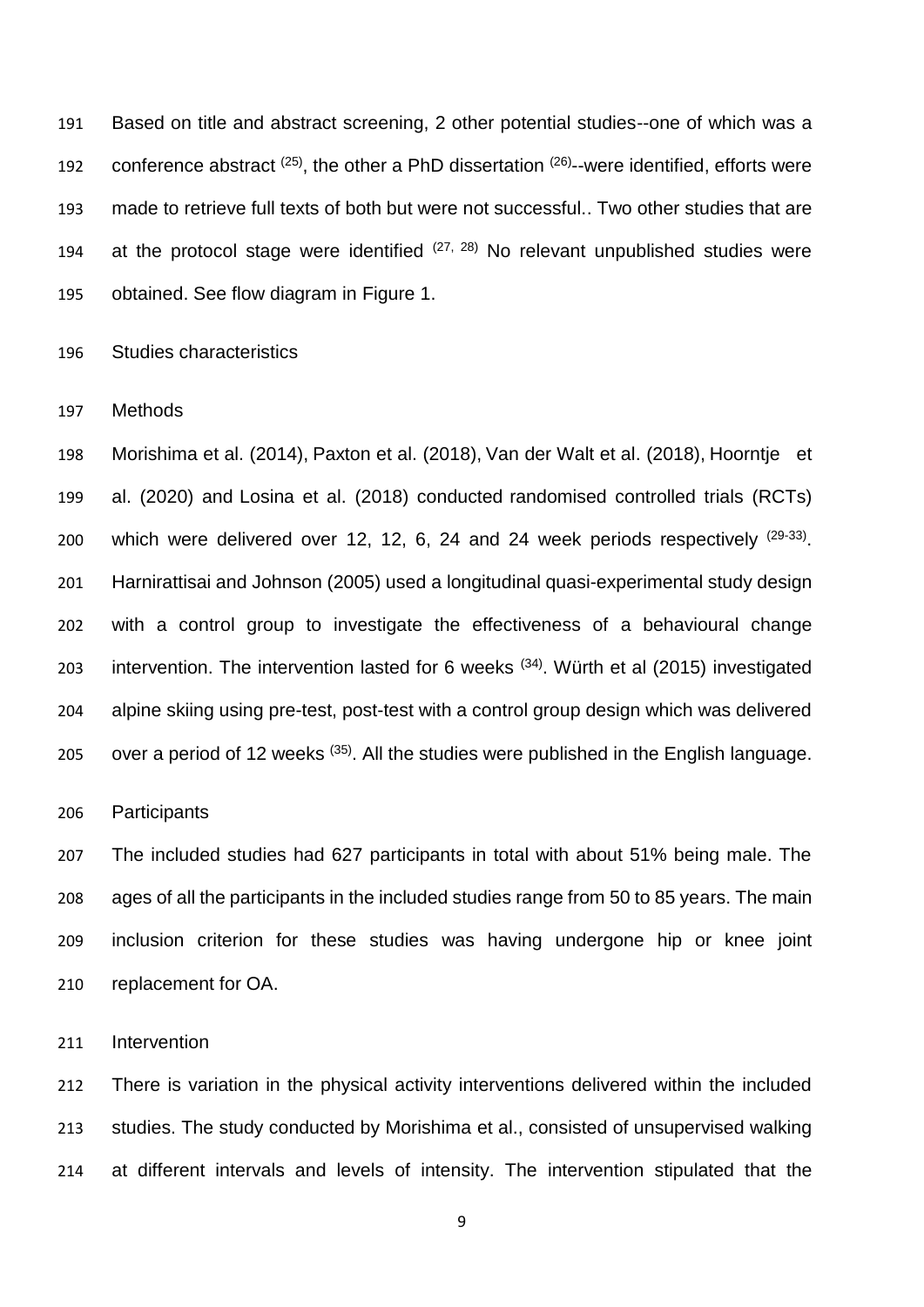Based on title and abstract screening, 2 other potential studies--one of which was a conference abstract [25], the other a PhD dissertation [26]--were identified, efforts were made to retrieve full texts of both but were not successful.. Two other studies that are at the protocol stage were identified [27, 28] No relevant unpublished studies were obtained. See flow diagram in Figure 1.

## Studies characteristics

### Methods

Morishima et al. (2014), Paxton et al. (2018), Van der Walt et al. (2018), Hoorntje et al. (2020) and Losina et al. (2018) conducted randomised controlled trials (RCTs) which were delivered over 12, 12, 6, 24 and 24 week periods respectively [29-33]. Harnirattisai and Johnson (2005) used a longitudinal quasi-experimental study design with a control group to investigate the effectiveness of a behavioural change intervention. The intervention lasted for 6 weeks [34]. Würth et al (2015) investigated alpine skiing using pre-test, post-test with a control group design which was delivered over a period of 12 weeks [35]. All the studies were published in the English language.

### Participants

The included studies had 627 participants in total with about 51% being male. The ages of all the participants in the included studies range from 50 to 85 years. The main inclusion criterion for these studies was having undergone hip or knee joint replacement for OA.

### Intervention

There is variation in the physical activity interventions delivered within the included studies. The study conducted by Morishima et al., consisted of unsupervised walking at different intervals and levels of intensity. The intervention stipulated that the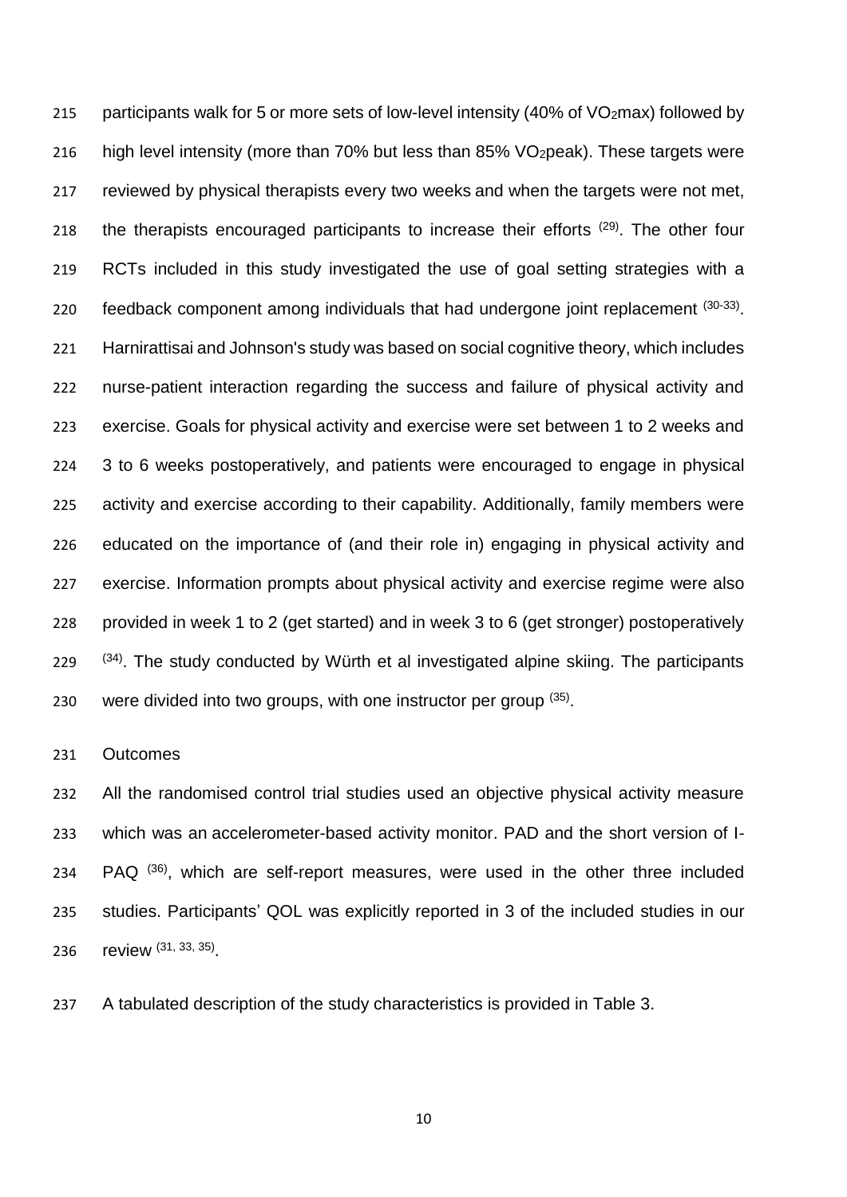participants walk for 5 or more sets of low-level intensity (40% of $VO_2max$) followed by high level intensity (more than 70% but less than 85% $VO_2peak$). These targets were reviewed by physical therapists every two weeks and when the targets were not met, the therapists encouraged participants to increase their efforts [29]. The other four RCTs included in this study investigated the use of goal setting strategies with a feedback component among individuals that had undergone joint replacement [30-33]. Harnirattisai and Johnson's study was based on social cognitive theory, which includes nurse-patient interaction regarding the success and failure of physical activity and exercise. Goals for physical activity and exercise were set between 1 to 2 weeks and 3 to 6 weeks postoperatively, and patients were encouraged to engage in physical activity and exercise according to their capability. Additionally, family members were educated on the importance of (and their role in) engaging in physical activity and exercise. Information prompts about physical activity and exercise regime were also provided in week 1 to 2 (get started) and in week 3 to 6 (get stronger) postoperatively [34]. The study conducted by Würth et al investigated alpine skiing. The participants were divided into two groups, with one instructor per group [35].

Outcomes

All the randomised control trial studies used an objective physical activity measure which was an accelerometer-based activity monitor. PAD and the short version of I-PAQ [36], which are self-report measures, were used in the other three included studies. Participants' QOL was explicitly reported in 3 of the included studies in our review [31, 33, 35].

A tabulated description of the study characteristics is provided in Table 3.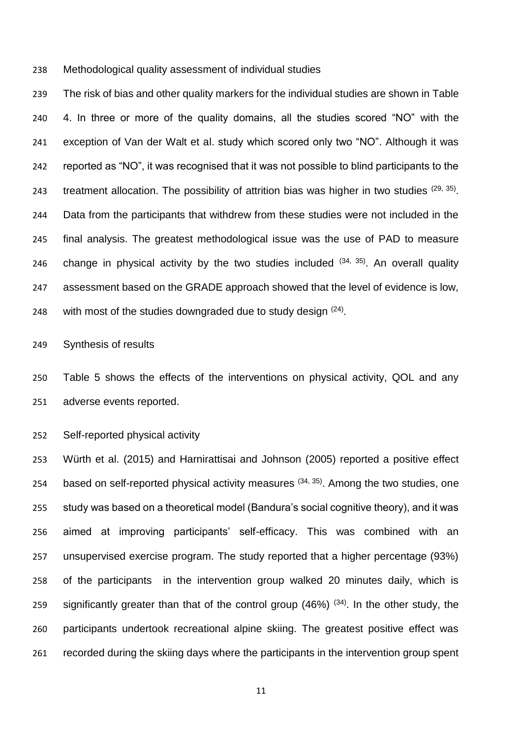## Methodological quality assessment of individual studies

The risk of bias and other quality markers for the individual studies are shown in Table 4. In three or more of the quality domains, all the studies scored "NO" with the exception of Van der Walt et al. study which scored only two "NO". Although it was reported as "NO", it was recognised that it was not possible to blind participants to the treatment allocation. The possibility of attrition bias was higher in two studies [29, 35]. Data from the participants that withdrew from these studies were not included in the final analysis. The greatest methodological issue was the use of PAD to measure change in physical activity by the two studies included [34, 35]. An overall quality assessment based on the GRADE approach showed that the level of evidence is low, with most of the studies downgraded due to study design [24].

## Synthesis of results

Table 5 shows the effects of the interventions on physical activity, QOL and any adverse events reported.

### Self-reported physical activity

Würth et al. (2015) and Harnirattisai and Johnson (2005) reported a positive effect based on self-reported physical activity measures [34, 35]. Among the two studies, one study was based on a theoretical model (Bandura's social cognitive theory), and it was aimed at improving participants' self-efficacy. This was combined with an unsupervised exercise program. The study reported that a higher percentage (93%) of the participants in the intervention group walked 20 minutes daily, which is significantly greater than that of the control group (46%) [34]. In the other study, the participants undertook recreational alpine skiing. The greatest positive effect was recorded during the skiing days where the participants in the intervention group spent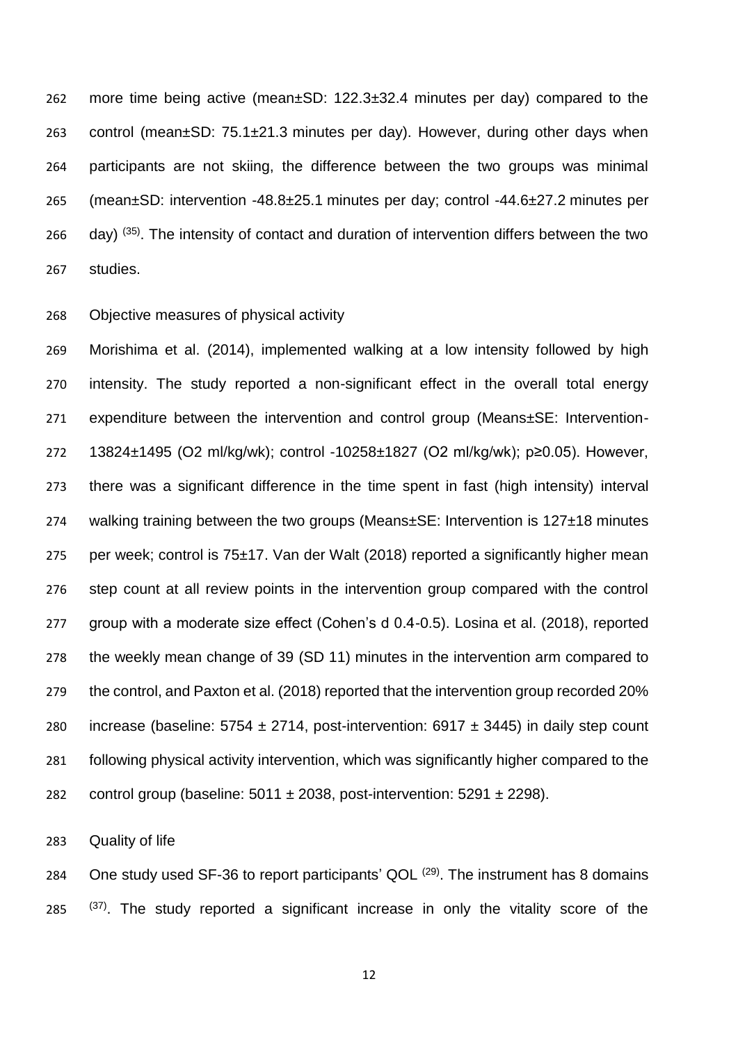more time being active (mean±SD: 122.3±32.4 minutes per day) compared to the control (mean±SD: 75.1±21.3 minutes per day). However, during other days when participants are not skiing, the difference between the two groups was minimal (mean±SD: intervention -48.8±25.1 minutes per day; control -44.6±27.2 minutes per day) [35]. The intensity of contact and duration of intervention differs between the two studies.

Objective measures of physical activity

Morishima et al. (2014), implemented walking at a low intensity followed by high intensity. The study reported a non-significant effect in the overall total energy expenditure between the intervention and control group (Means±SE: Intervention-13824±1495 (O2 ml/kg/wk); control -10258±1827 (O2 ml/kg/wk); p≥0.05). However, there was a significant difference in the time spent in fast (high intensity) interval walking training between the two groups (Means±SE: Intervention is 127±18 minutes per week; control is 75±17. Van der Walt (2018) reported a significantly higher mean step count at all review points in the intervention group compared with the control group with a moderate size effect (Cohen's d 0.4-0.5). Losina et al. (2018), reported the weekly mean change of 39 (SD 11) minutes in the intervention arm compared to the control, and Paxton et al. (2018) reported that the intervention group recorded 20% increase (baseline: 5754 ± 2714, post-intervention: 6917 ± 3445) in daily step count following physical activity intervention, which was significantly higher compared to the control group (baseline: 5011 ± 2038, post-intervention: 5291 ± 2298).

Quality of life

One study used SF-36 to report participants' QOL [29]. The instrument has 8 domains [37]. The study reported a significant increase in only the vitality score of the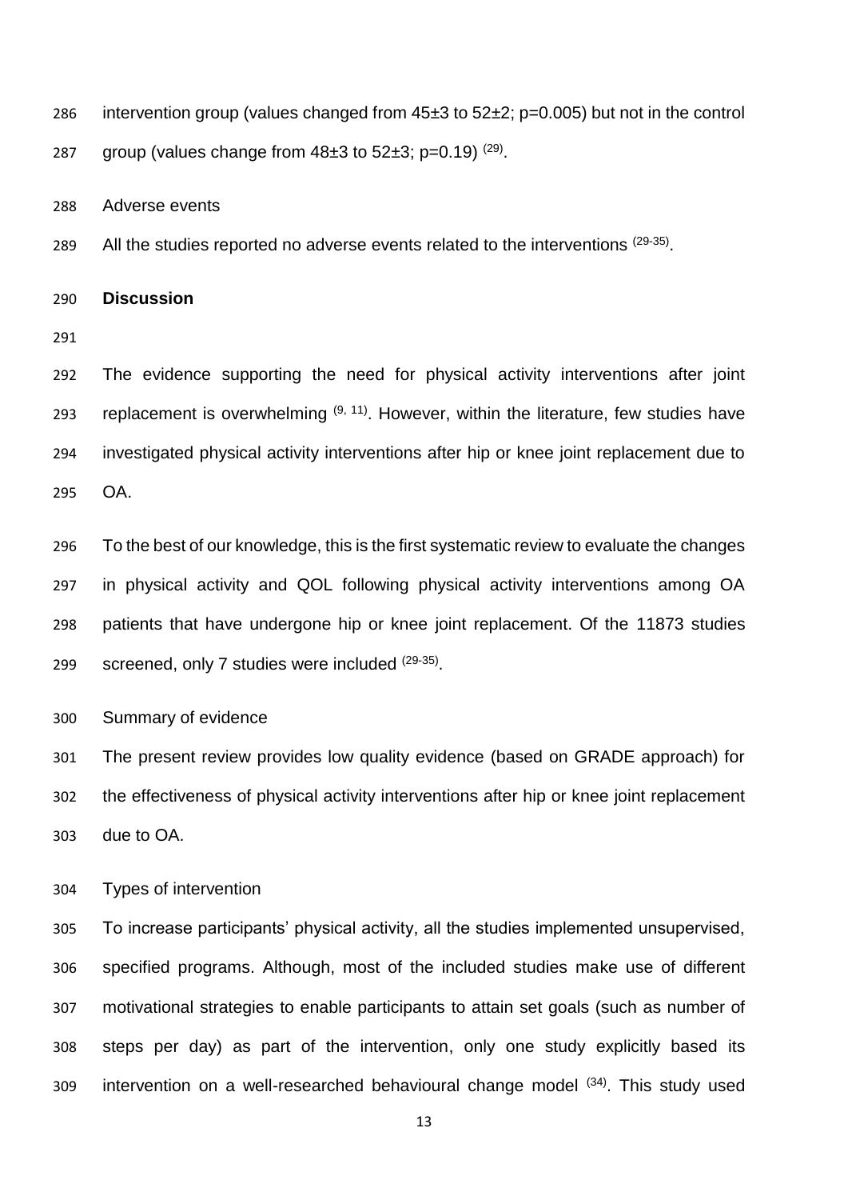intervention group (values changed from 45±3 to 52±2; p=0.005) but not in the control group (values change from 48±3 to 52±3; p=0.19) [29].

Adverse events

All the studies reported no adverse events related to the interventions [29-35].

## Discussion

The evidence supporting the need for physical activity interventions after joint replacement is overwhelming [9, 11]. However, within the literature, few studies have investigated physical activity interventions after hip or knee joint replacement due to OA.

To the best of our knowledge, this is the first systematic review to evaluate the changes in physical activity and QOL following physical activity interventions among OA patients that have undergone hip or knee joint replacement. Of the 11873 studies screened, only 7 studies were included [29-35].

Summary of evidence

The present review provides low quality evidence (based on GRADE approach) for the effectiveness of physical activity interventions after hip or knee joint replacement due to OA.

Types of intervention

To increase participants' physical activity, all the studies implemented unsupervised, specified programs. Although, most of the included studies make use of different motivational strategies to enable participants to attain set goals (such as number of steps per day) as part of the intervention, only one study explicitly based its intervention on a well-researched behavioural change model [34]. This study used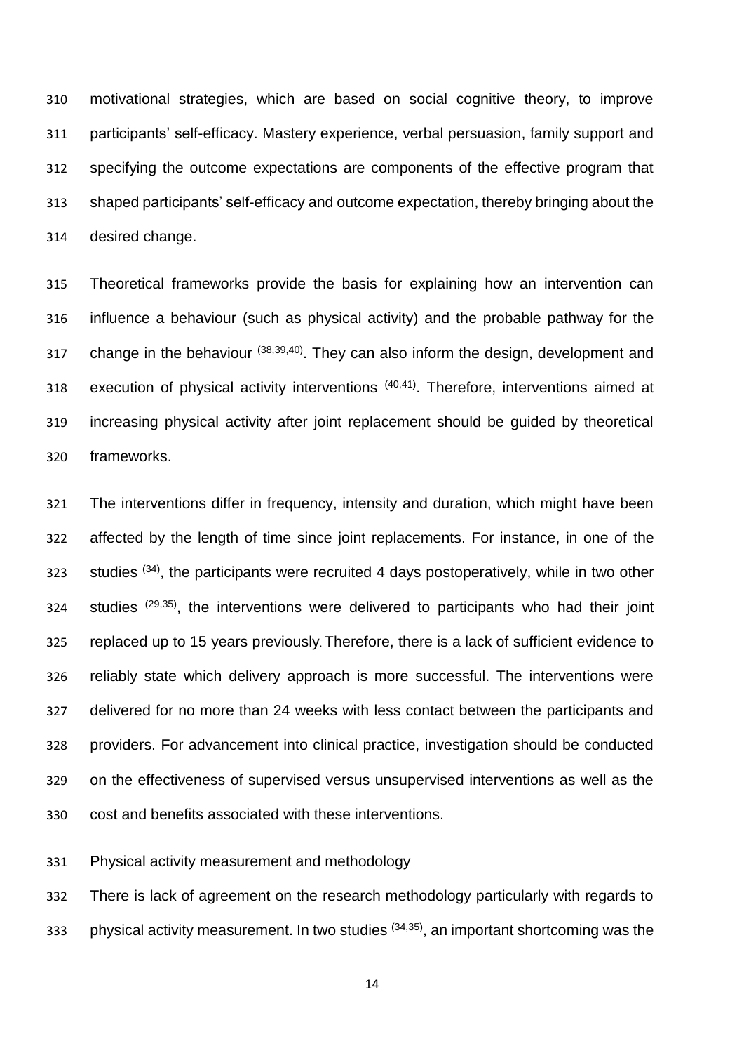motivational strategies, which are based on social cognitive theory, to improve participants' self-efficacy. Mastery experience, verbal persuasion, family support and specifying the outcome expectations are components of the effective program that shaped participants' self-efficacy and outcome expectation, thereby bringing about the desired change.

Theoretical frameworks provide the basis for explaining how an intervention can influence a behaviour (such as physical activity) and the probable pathway for the change in the behaviour [38,39,40]. They can also inform the design, development and execution of physical activity interventions [40,41]. Therefore, interventions aimed at increasing physical activity after joint replacement should be guided by theoretical frameworks.

The interventions differ in frequency, intensity and duration, which might have been affected by the length of time since joint replacements. For instance, in one of the studies [34], the participants were recruited 4 days postoperatively, while in two other studies [29,35], the interventions were delivered to participants who had their joint replaced up to 15 years previously. Therefore, there is a lack of sufficient evidence to reliably state which delivery approach is more successful. The interventions were delivered for no more than 24 weeks with less contact between the participants and providers. For advancement into clinical practice, investigation should be conducted on the effectiveness of supervised versus unsupervised interventions as well as the cost and benefits associated with these interventions.

## Physical activity measurement and methodology

There is lack of agreement on the research methodology particularly with regards to physical activity measurement. In two studies [34,35], an important shortcoming was the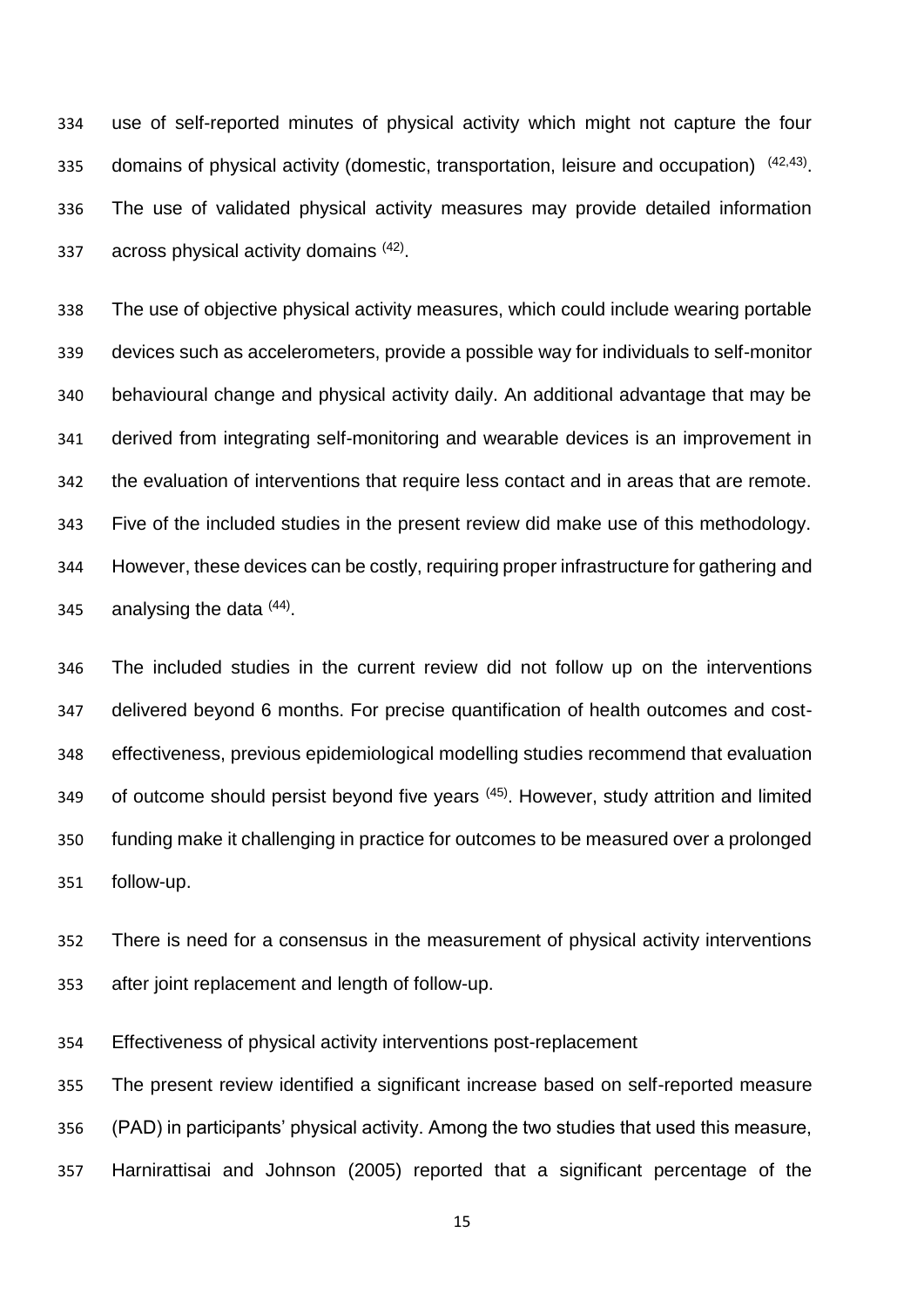use of self-reported minutes of physical activity which might not capture the four domains of physical activity (domestic, transportation, leisure and occupation) [42,43]. The use of validated physical activity measures may provide detailed information across physical activity domains [42].

The use of objective physical activity measures, which could include wearing portable devices such as accelerometers, provide a possible way for individuals to self-monitor behavioural change and physical activity daily. An additional advantage that may be derived from integrating self-monitoring and wearable devices is an improvement in the evaluation of interventions that require less contact and in areas that are remote. Five of the included studies in the present review did make use of this methodology. However, these devices can be costly, requiring proper infrastructure for gathering and analysing the data [44].

The included studies in the current review did not follow up on the interventions delivered beyond 6 months. For precise quantification of health outcomes and cost-effectiveness, previous epidemiological modelling studies recommend that evaluation of outcome should persist beyond five years [45]. However, study attrition and limited funding make it challenging in practice for outcomes to be measured over a prolonged follow-up.

There is need for a consensus in the measurement of physical activity interventions after joint replacement and length of follow-up.

Effectiveness of physical activity interventions post-replacement

The present review identified a significant increase based on self-reported measure (PAD) in participants' physical activity. Among the two studies that used this measure, Harnirattisai and Johnson (2005) reported that a significant percentage of the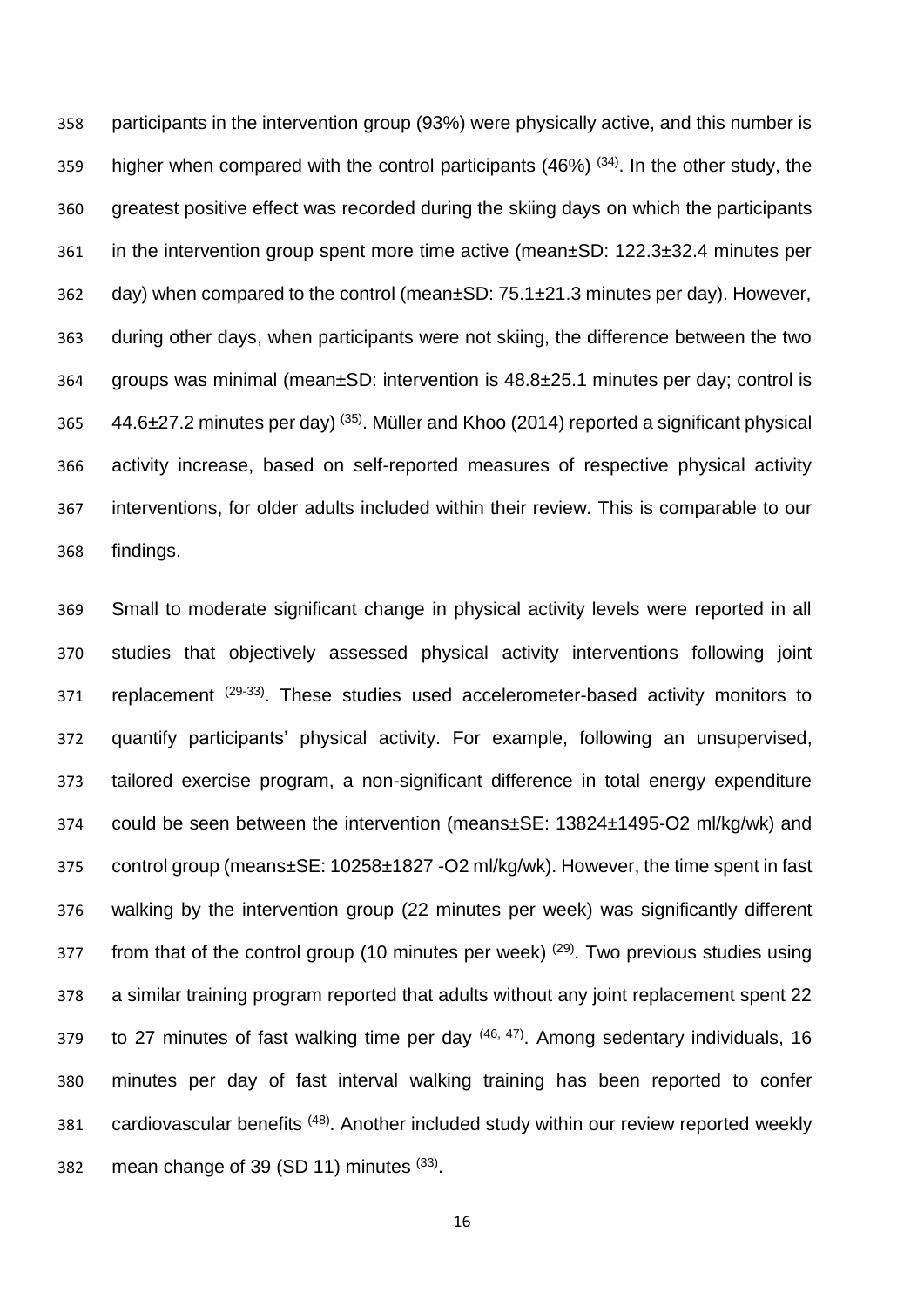participants in the intervention group (93%) were physically active, and this number is higher when compared with the control participants (46%) [34]. In the other study, the greatest positive effect was recorded during the skiing days on which the participants in the intervention group spent more time active (mean±SD: 122.3±32.4 minutes per day) when compared to the control (mean±SD: 75.1±21.3 minutes per day). However, during other days, when participants were not skiing, the difference between the two groups was minimal (mean±SD: intervention is 48.8±25.1 minutes per day; control is 44.6±27.2 minutes per day) [35]. Müller and Khoo (2014) reported a significant physical activity increase, based on self-reported measures of respective physical activity interventions, for older adults included within their review. This is comparable to our findings.

Small to moderate significant change in physical activity levels were reported in all studies that objectively assessed physical activity interventions following joint replacement [29-33]. These studies used accelerometer-based activity monitors to quantify participants' physical activity. For example, following an unsupervised, tailored exercise program, a non-significant difference in total energy expenditure could be seen between the intervention (means±SE: 13824±1495-O2 ml/kg/wk) and control group (means±SE: 10258±1827 -O2 ml/kg/wk). However, the time spent in fast walking by the intervention group (22 minutes per week) was significantly different from that of the control group (10 minutes per week) [29]. Two previous studies using a similar training program reported that adults without any joint replacement spent 22 to 27 minutes of fast walking time per day [46, 47]. Among sedentary individuals, 16 minutes per day of fast interval walking training has been reported to confer cardiovascular benefits [48]. Another included study within our review reported weekly mean change of 39 (SD 11) minutes [33].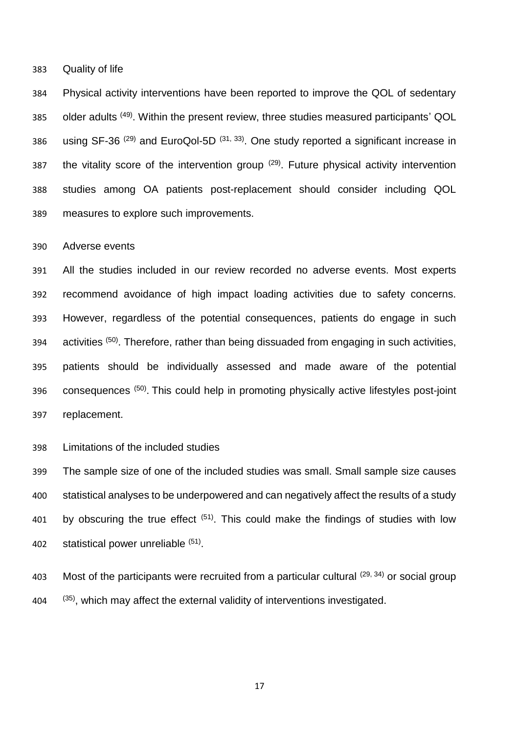### Quality of life

Physical activity interventions have been reported to improve the QOL of sedentary older adults [49]. Within the present review, three studies measured participants' QOL using SF-36 [29] and EuroQol-5D [31, 33]. One study reported a significant increase in the vitality score of the intervention group [29]. Future physical activity intervention studies among OA patients post-replacement should consider including QOL measures to explore such improvements.

### Adverse events

All the studies included in our review recorded no adverse events. Most experts recommend avoidance of high impact loading activities due to safety concerns. However, regardless of the potential consequences, patients do engage in such activities [50]. Therefore, rather than being dissuaded from engaging in such activities, patients should be individually assessed and made aware of the potential consequences [50]. This could help in promoting physically active lifestyles post-joint replacement.

### Limitations of the included studies

The sample size of one of the included studies was small. Small sample size causes statistical analyses to be underpowered and can negatively affect the results of a study by obscuring the true effect [51]. This could make the findings of studies with low statistical power unreliable [51].

Most of the participants were recruited from a particular cultural [29, 34] or social group [35], which may affect the external validity of interventions investigated.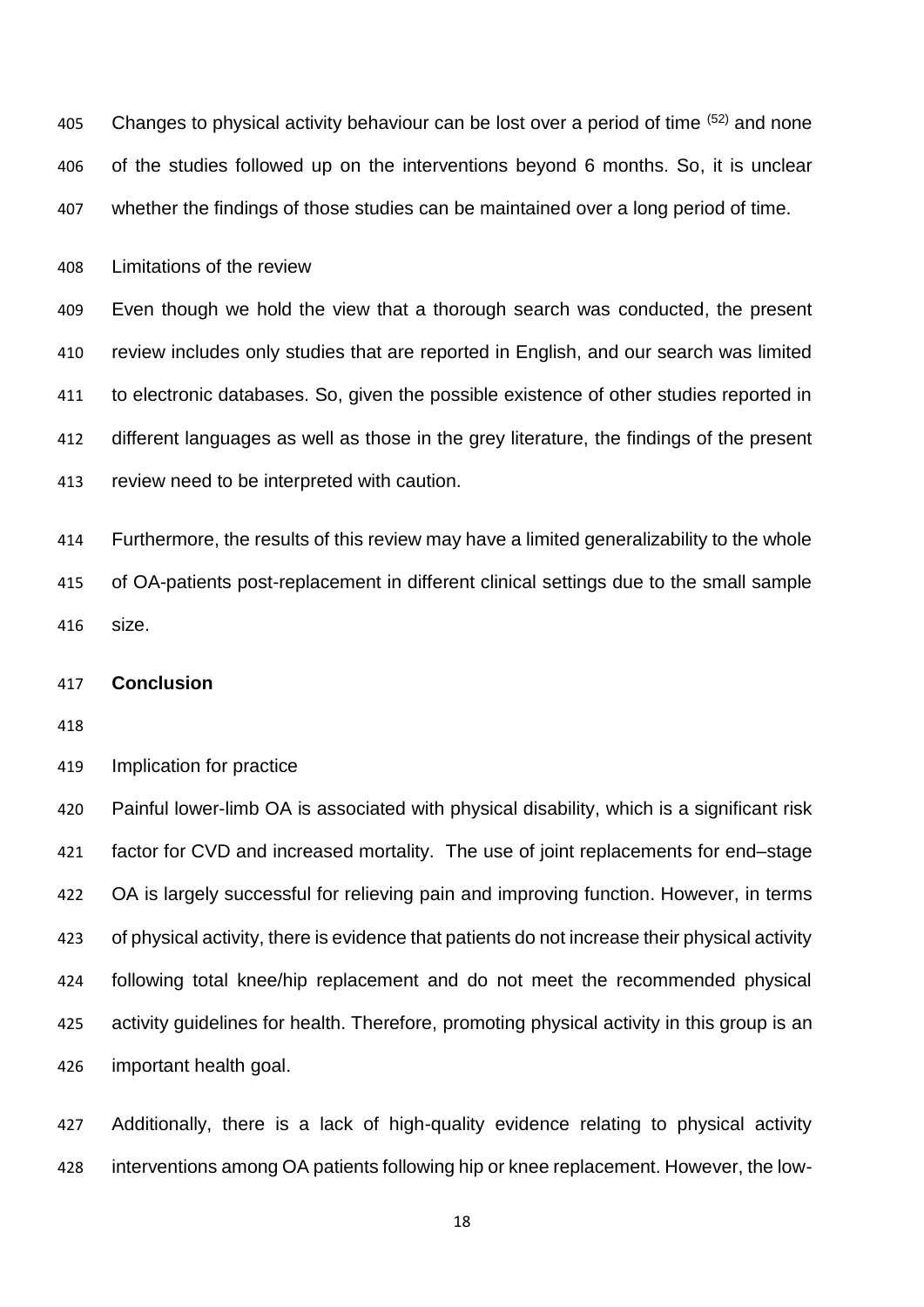Changes to physical activity behaviour can be lost over a period of time [52] and none of the studies followed up on the interventions beyond 6 months. So, it is unclear whether the findings of those studies can be maintained over a long period of time.

Limitations of the review

Even though we hold the view that a thorough search was conducted, the present review includes only studies that are reported in English, and our search was limited to electronic databases. So, given the possible existence of other studies reported in different languages as well as those in the grey literature, the findings of the present review need to be interpreted with caution.

Furthermore, the results of this review may have a limited generalizability to the whole of OA-patients post-replacement in different clinical settings due to the small sample size.

## Conclusion

Implication for practice

Painful lower-limb OA is associated with physical disability, which is a significant risk factor for CVD and increased mortality. The use of joint replacements for end–stage OA is largely successful for relieving pain and improving function. However, in terms of physical activity, there is evidence that patients do not increase their physical activity following total knee/hip replacement and do not meet the recommended physical activity guidelines for health. Therefore, promoting physical activity in this group is an important health goal.

Additionally, there is a lack of high-quality evidence relating to physical activity interventions among OA patients following hip or knee replacement. However, the low-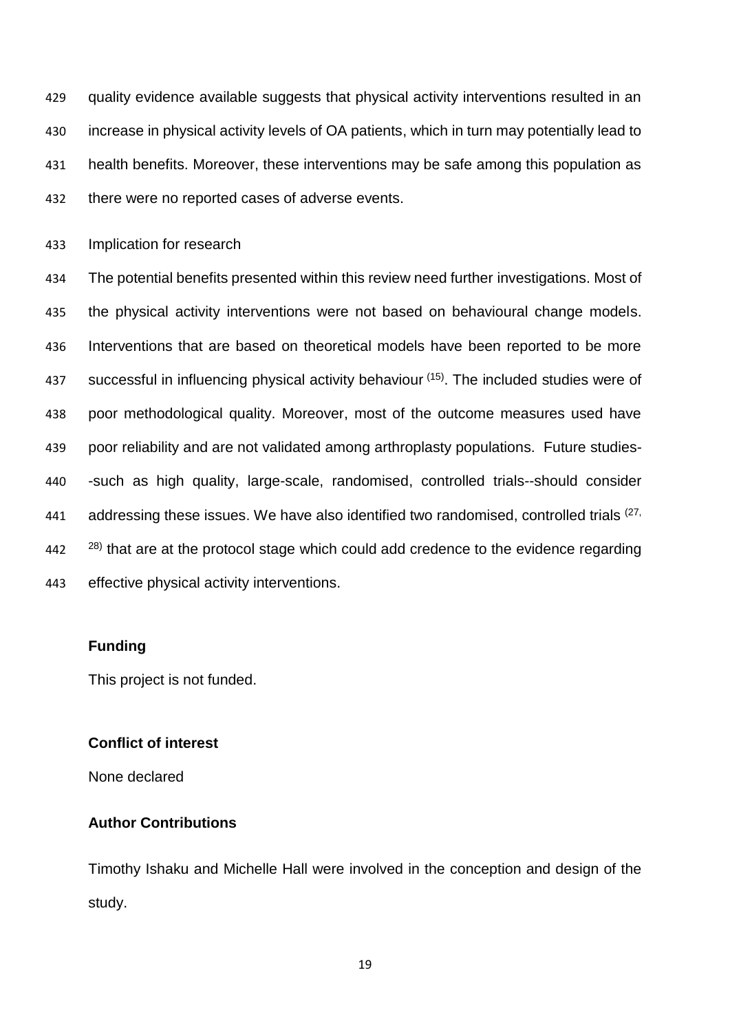quality evidence available suggests that physical activity interventions resulted in an increase in physical activity levels of OA patients, which in turn may potentially lead to health benefits. Moreover, these interventions may be safe among this population as there were no reported cases of adverse events.

Implication for research

The potential benefits presented within this review need further investigations. Most of the physical activity interventions were not based on behavioural change models. Interventions that are based on theoretical models have been reported to be more successful in influencing physical activity behaviour [(15)]. The included studies were of poor methodological quality. Moreover, most of the outcome measures used have poor reliability and are not validated among arthroplasty populations. Future studies--such as high quality, large-scale, randomised, controlled trials--should consider addressing these issues. We have also identified two randomised, controlled trials [(27, 28)] that are at the protocol stage which could add credence to the evidence regarding effective physical activity interventions.

**Funding**

This project is not funded.

**Conflict of interest**

None declared

**Author Contributions**

Timothy Ishaku and Michelle Hall were involved in the conception and design of the study.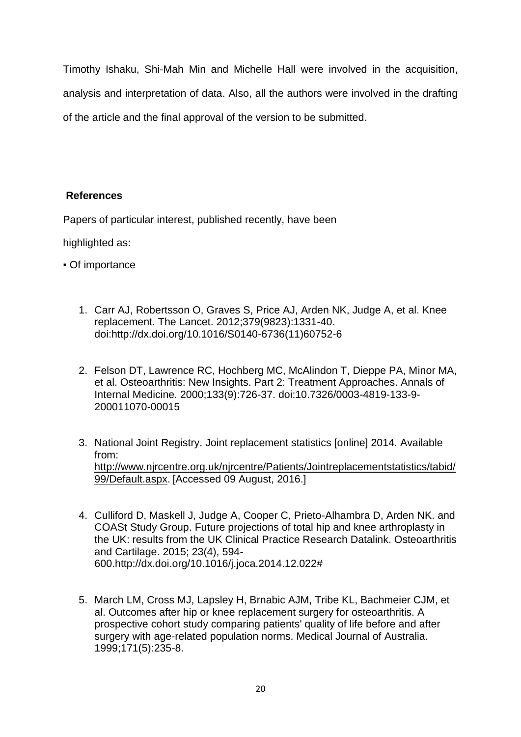Timothy Ishaku, Shi-Mah Min and Michelle Hall were involved in the acquisition, analysis and interpretation of data. Also, all the authors were involved in the drafting of the article and the final approval of the version to be submitted.

## References

Papers of particular interest, published recently, have been highlighted as:

▪ Of importance

1. Carr AJ, Robertsson O, Graves S, Price AJ, Arden NK, Judge A, et al. Knee replacement. The Lancet. 2012;379(9823):1331-40. doi:http://dx.doi.org/10.1016/S0140-6736(11)60752-6

2. Felson DT, Lawrence RC, Hochberg MC, McAlindon T, Dieppe PA, Minor MA, et al. Osteoarthritis: New Insights. Part 2: Treatment Approaches. Annals of Internal Medicine. 2000;133(9):726-37. doi:10.7326/0003-4819-133-9-200011070-00015

3. National Joint Registry. Joint replacement statistics [online] 2014. Available from: http://www.njrcentre.org.uk/njrcentre/Patients/Jointreplacementstatistics/tabid/99/Default.aspx. [Accessed 09 August, 2016.]

4. Culliford D, Maskell J, Judge A, Cooper C, Prieto-Alhambra D, Arden NK. and COASt Study Group. Future projections of total hip and knee arthroplasty in the UK: results from the UK Clinical Practice Research Datalink. Osteoarthritis and Cartilage. 2015; 23(4), 594-600.http://dx.doi.org/10.1016/j.joca.2014.12.022#

5. March LM, Cross MJ, Lapsley H, Brnabic AJM, Tribe KL, Bachmeier CJM, et al. Outcomes after hip or knee replacement surgery for osteoarthritis. A prospective cohort study comparing patients' quality of life before and after surgery with age-related population norms. Medical Journal of Australia. 1999;171(5):235-8.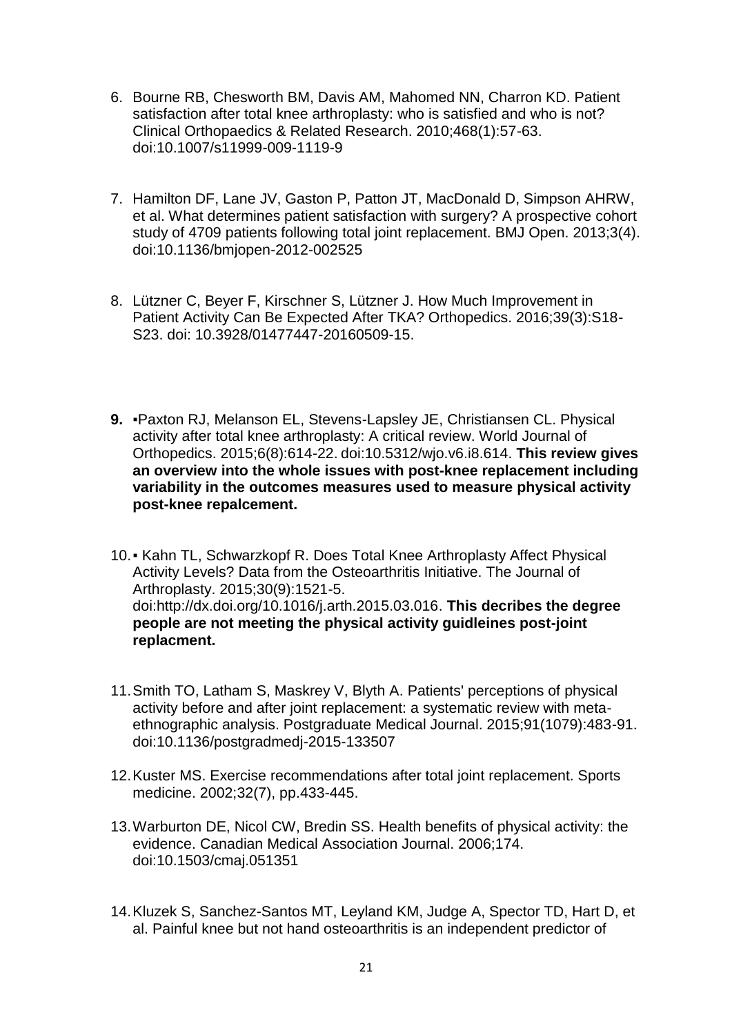6. Bourne RB, Chesworth BM, Davis AM, Mahomed NN, Charron KD. Patient satisfaction after total knee arthroplasty: who is satisfied and who is not? Clinical Orthopaedics & Related Research. 2010;468(1):57-63. doi:10.1007/s11999-009-1119-9

7. Hamilton DF, Lane JV, Gaston P, Patton JT, MacDonald D, Simpson AHRW, et al. What determines patient satisfaction with surgery? A prospective cohort study of 4709 patients following total joint replacement. BMJ Open. 2013;3(4). doi:10.1136/bmjopen-2012-002525

8. Lützner C, Beyer F, Kirschner S, Lützner J. How Much Improvement in Patient Activity Can Be Expected After TKA? Orthopedics. 2016;39(3):S18-S23. doi: 10.3928/01477447-20160509-15.

9. ▪Paxton RJ, Melanson EL, Stevens-Lapsley JE, Christiansen CL. Physical activity after total knee arthroplasty: A critical review. World Journal of Orthopedics. 2015;6(8):614-22. doi:10.5312/wjo.v6.i8.614. **This review gives an overview into the whole issues with post-knee replacement including variability in the outcomes measures used to measure physical activity post-knee repalcement.**

10. ▪ Kahn TL, Schwarzkopf R. Does Total Knee Arthroplasty Affect Physical Activity Levels? Data from the Osteoarthritis Initiative. The Journal of Arthroplasty. 2015;30(9):1521-5. doi:http://dx.doi.org/10.1016/j.arth.2015.03.016. **This decribes the degree people are not meeting the physical activity guidleines post-joint replacment.**

11. Smith TO, Latham S, Maskrey V, Blyth A. Patients' perceptions of physical activity before and after joint replacement: a systematic review with meta-ethnographic analysis. Postgraduate Medical Journal. 2015;91(1079):483-91. doi:10.1136/postgradmedj-2015-133507

12. Kuster MS. Exercise recommendations after total joint replacement. Sports medicine. 2002;32(7), pp.433-445.

13. Warburton DE, Nicol CW, Bredin SS. Health benefits of physical activity: the evidence. Canadian Medical Association Journal. 2006;174. doi:10.1503/cmaj.051351

14. Kluzek S, Sanchez-Santos MT, Leyland KM, Judge A, Spector TD, Hart D, et al. Painful knee but not hand osteoarthritis is an independent predictor of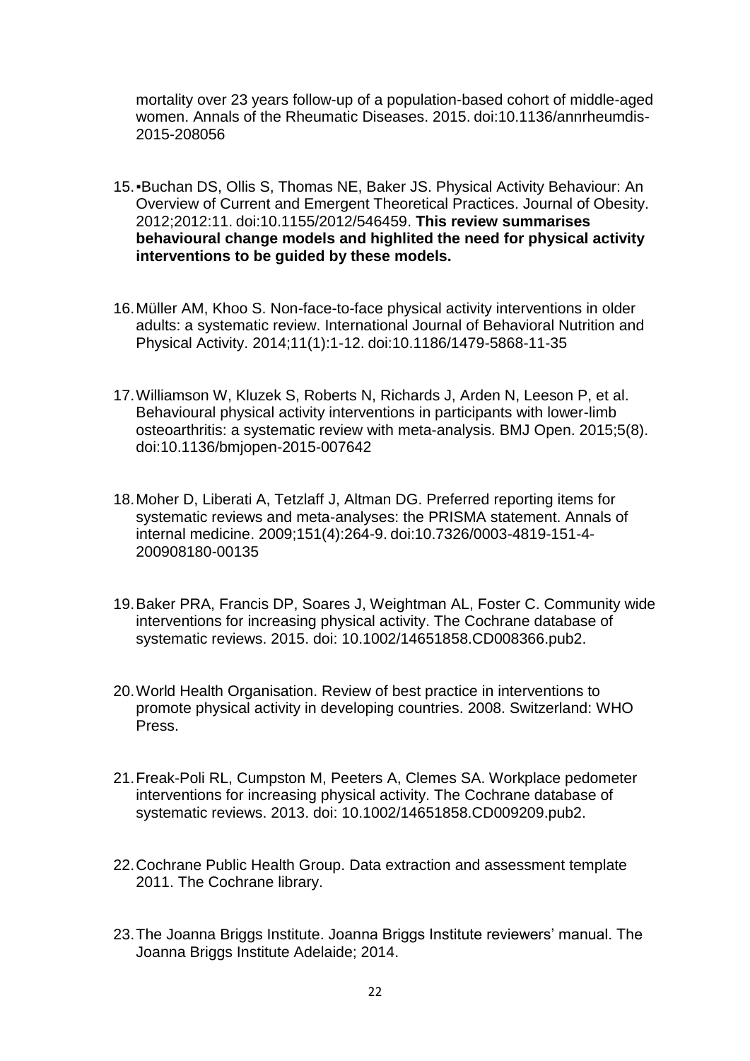mortality over 23 years follow-up of a population-based cohort of middle-aged women. Annals of the Rheumatic Diseases. 2015. doi:10.1136/annrheumdis-2015-208056

15. ▪Buchan DS, Ollis S, Thomas NE, Baker JS. Physical Activity Behaviour: An Overview of Current and Emergent Theoretical Practices. Journal of Obesity. 2012;2012:11. doi:10.1155/2012/546459. **This review summarises behavioural change models and highlited the need for physical activity interventions to be guided by these models.**

16. Müller AM, Khoo S. Non-face-to-face physical activity interventions in older adults: a systematic review. International Journal of Behavioral Nutrition and Physical Activity. 2014;11(1):1-12. doi:10.1186/1479-5868-11-35

17. Williamson W, Kluzek S, Roberts N, Richards J, Arden N, Leeson P, et al. Behavioural physical activity interventions in participants with lower-limb osteoarthritis: a systematic review with meta-analysis. BMJ Open. 2015;5(8). doi:10.1136/bmjopen-2015-007642

18. Moher D, Liberati A, Tetzlaff J, Altman DG. Preferred reporting items for systematic reviews and meta-analyses: the PRISMA statement. Annals of internal medicine. 2009;151(4):264-9. doi:10.7326/0003-4819-151-4-200908180-00135

19. Baker PRA, Francis DP, Soares J, Weightman AL, Foster C. Community wide interventions for increasing physical activity. The Cochrane database of systematic reviews. 2015. doi: 10.1002/14651858.CD008366.pub2.

20. World Health Organisation. Review of best practice in interventions to promote physical activity in developing countries. 2008. Switzerland: WHO Press.

21. Freak-Poli RL, Cumpston M, Peeters A, Clemes SA. Workplace pedometer interventions for increasing physical activity. The Cochrane database of systematic reviews. 2013. doi: 10.1002/14651858.CD009209.pub2.

22. Cochrane Public Health Group. Data extraction and assessment template 2011. The Cochrane library.

23. The Joanna Briggs Institute. Joanna Briggs Institute reviewers' manual. The Joanna Briggs Institute Adelaide; 2014.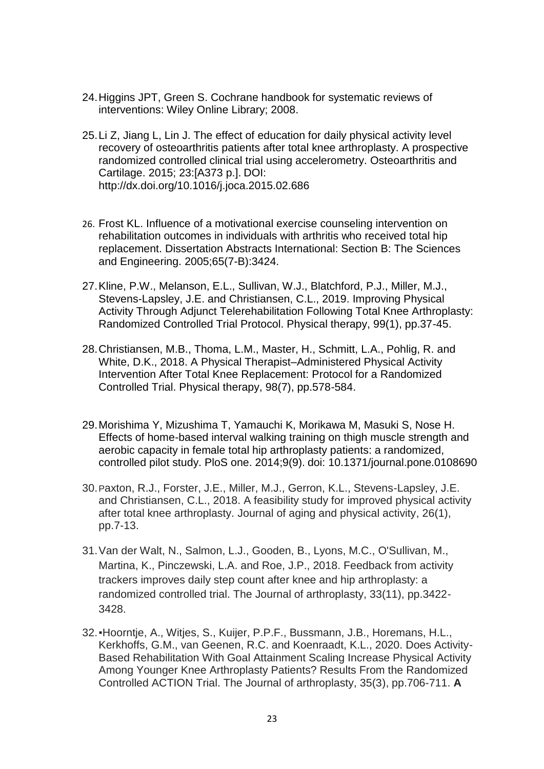24. Higgins JPT, Green S. Cochrane handbook for systematic reviews of interventions: Wiley Online Library; 2008.

25. Li Z, Jiang L, Lin J. The effect of education for daily physical activity level recovery of osteoarthritis patients after total knee arthroplasty. A prospective randomized controlled clinical trial using accelerometry. Osteoarthritis and Cartilage. 2015; 23:[A373 p.]. DOI: http://dx.doi.org/10.1016/j.joca.2015.02.686

26. Frost KL. Influence of a motivational exercise counseling intervention on rehabilitation outcomes in individuals with arthritis who received total hip replacement. Dissertation Abstracts International: Section B: The Sciences and Engineering. 2005;65(7-B):3424.

27. Kline, P.W., Melanson, E.L., Sullivan, W.J., Blatchford, P.J., Miller, M.J., Stevens-Lapsley, J.E. and Christiansen, C.L., 2019. Improving Physical Activity Through Adjunct Telerehabilitation Following Total Knee Arthroplasty: Randomized Controlled Trial Protocol. Physical therapy, 99(1), pp.37-45.

28. Christiansen, M.B., Thoma, L.M., Master, H., Schmitt, L.A., Pohlig, R. and White, D.K., 2018. A Physical Therapist–Administered Physical Activity Intervention After Total Knee Replacement: Protocol for a Randomized Controlled Trial. Physical therapy, 98(7), pp.578-584.

29. Morishima Y, Mizushima T, Yamauchi K, Morikawa M, Masuki S, Nose H. Effects of home-based interval walking training on thigh muscle strength and aerobic capacity in female total hip arthroplasty patients: a randomized, controlled pilot study. PloS one. 2014;9(9). doi: 10.1371/journal.pone.0108690

30. Paxton, R.J., Forster, J.E., Miller, M.J., Gerron, K.L., Stevens-Lapsley, J.E. and Christiansen, C.L., 2018. A feasibility study for improved physical activity after total knee arthroplasty. Journal of aging and physical activity, 26(1), pp.7-13.

31. Van der Walt, N., Salmon, L.J., Gooden, B., Lyons, M.C., O'Sullivan, M., Martina, K., Pinczewski, L.A. and Roe, J.P., 2018. Feedback from activity trackers improves daily step count after knee and hip arthroplasty: a randomized controlled trial. The Journal of arthroplasty, 33(11), pp.3422-3428.

32. ▪Hoorntje, A., Witjes, S., Kuijer, P.P.F., Bussmann, J.B., Horemans, H.L., Kerkhoffs, G.M., van Geenen, R.C. and Koenraadt, K.L., 2020. Does Activity-Based Rehabilitation With Goal Attainment Scaling Increase Physical Activity Among Younger Knee Arthroplasty Patients? Results From the Randomized Controlled ACTION Trial. The Journal of arthroplasty, 35(3), pp.706-711. **A**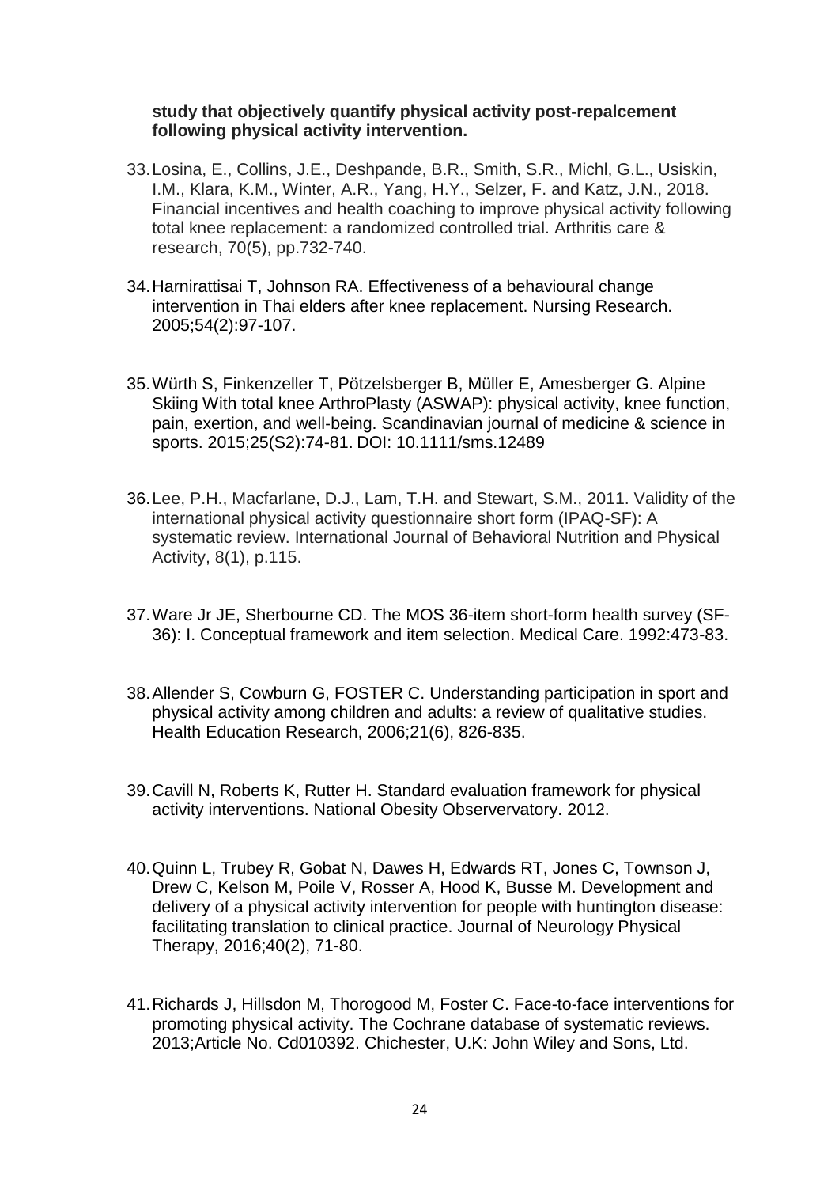**study that objectively quantify physical activity post-repalcement following physical activity intervention.**

33. Losina, E., Collins, J.E., Deshpande, B.R., Smith, S.R., Michl, G.L., Usiskin, I.M., Klara, K.M., Winter, A.R., Yang, H.Y., Selzer, F. and Katz, J.N., 2018. Financial incentives and health coaching to improve physical activity following total knee replacement: a randomized controlled trial. Arthritis care & research, 70(5), pp.732-740.

34. Harnirattisai T, Johnson RA. Effectiveness of a behavioural change intervention in Thai elders after knee replacement. Nursing Research. 2005;54(2):97-107.

35. Würth S, Finkenzeller T, Pötzelsberger B, Müller E, Amesberger G. Alpine Skiing With total knee ArthroPlasty (ASWAP): physical activity, knee function, pain, exertion, and well-being. Scandinavian journal of medicine & science in sports. 2015;25(S2):74-81. DOI: 10.1111/sms.12489

36. Lee, P.H., Macfarlane, D.J., Lam, T.H. and Stewart, S.M., 2011. Validity of the international physical activity questionnaire short form (IPAQ-SF): A systematic review. International Journal of Behavioral Nutrition and Physical Activity, 8(1), p.115.

37. Ware Jr JE, Sherbourne CD. The MOS 36-item short-form health survey (SF-36): I. Conceptual framework and item selection. Medical Care. 1992:473-83.

38. Allender S, Cowburn G, FOSTER C. Understanding participation in sport and physical activity among children and adults: a review of qualitative studies. Health Education Research, 2006;21(6), 826-835.

39. Cavill N, Roberts K, Rutter H. Standard evaluation framework for physical activity interventions. National Obesity Observervatory. 2012.

40. Quinn L, Trubey R, Gobat N, Dawes H, Edwards RT, Jones C, Townson J, Drew C, Kelson M, Poile V, Rosser A, Hood K, Busse M. Development and delivery of a physical activity intervention for people with huntington disease: facilitating translation to clinical practice. Journal of Neurology Physical Therapy, 2016;40(2), 71-80.

41. Richards J, Hillsdon M, Thorogood M, Foster C. Face-to-face interventions for promoting physical activity. The Cochrane database of systematic reviews. 2013;Article No. Cd010392. Chichester, U.K: John Wiley and Sons, Ltd.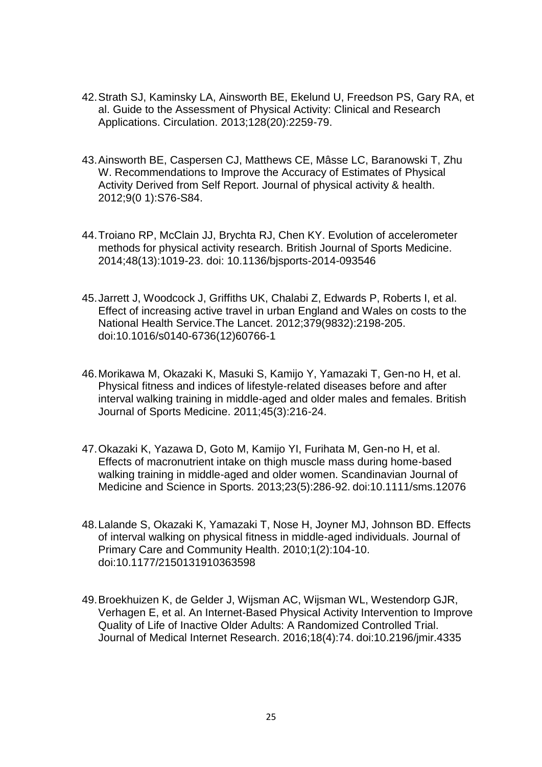42. Strath SJ, Kaminsky LA, Ainsworth BE, Ekelund U, Freedson PS, Gary RA, et al. Guide to the Assessment of Physical Activity: Clinical and Research Applications. Circulation. 2013;128(20):2259-79.

43. Ainsworth BE, Caspersen CJ, Matthews CE, Mâsse LC, Baranowski T, Zhu W. Recommendations to Improve the Accuracy of Estimates of Physical Activity Derived from Self Report. Journal of physical activity & health. 2012;9(0 1):S76-S84.

44. Troiano RP, McClain JJ, Brychta RJ, Chen KY. Evolution of accelerometer methods for physical activity research. British Journal of Sports Medicine. 2014;48(13):1019-23. doi: 10.1136/bjsports-2014-093546

45. Jarrett J, Woodcock J, Griffiths UK, Chalabi Z, Edwards P, Roberts I, et al. Effect of increasing active travel in urban England and Wales on costs to the National Health Service.The Lancet. 2012;379(9832):2198-205. doi:10.1016/s0140-6736(12)60766-1

46. Morikawa M, Okazaki K, Masuki S, Kamijo Y, Yamazaki T, Gen-no H, et al. Physical fitness and indices of lifestyle-related diseases before and after interval walking training in middle-aged and older males and females. British Journal of Sports Medicine. 2011;45(3):216-24.

47. Okazaki K, Yazawa D, Goto M, Kamijo YI, Furihata M, Gen-no H, et al. Effects of macronutrient intake on thigh muscle mass during home-based walking training in middle-aged and older women. Scandinavian Journal of Medicine and Science in Sports. 2013;23(5):286-92. doi:10.1111/sms.12076

48. Lalande S, Okazaki K, Yamazaki T, Nose H, Joyner MJ, Johnson BD. Effects of interval walking on physical fitness in middle-aged individuals. Journal of Primary Care and Community Health. 2010;1(2):104-10. doi:10.1177/2150131910363598

49. Broekhuizen K, de Gelder J, Wijsman AC, Wijsman WL, Westendorp GJR, Verhagen E, et al. An Internet-Based Physical Activity Intervention to Improve Quality of Life of Inactive Older Adults: A Randomized Controlled Trial. Journal of Medical Internet Research. 2016;18(4):74. doi:10.2196/jmir.4335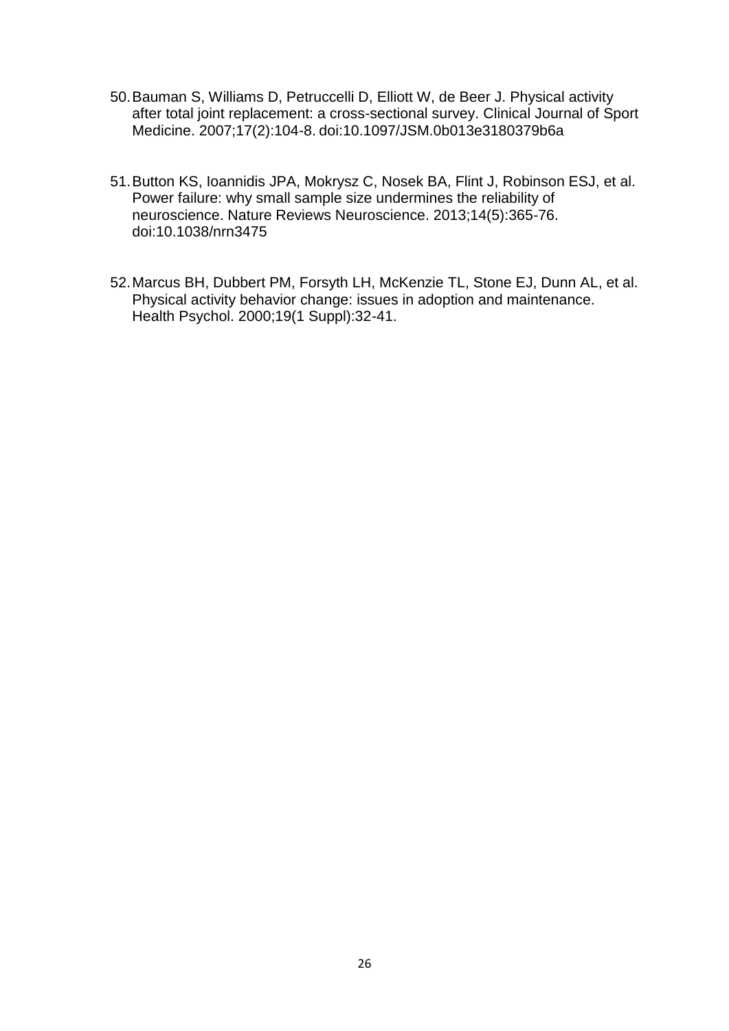50. Bauman S, Williams D, Petruccelli D, Elliott W, de Beer J. Physical activity after total joint replacement: a cross-sectional survey. Clinical Journal of Sport Medicine. 2007;17(2):104-8. doi:10.1097/JSM.0b013e3180379b6a

51. Button KS, Ioannidis JPA, Mokrysz C, Nosek BA, Flint J, Robinson ESJ, et al. Power failure: why small sample size undermines the reliability of neuroscience. Nature Reviews Neuroscience. 2013;14(5):365-76. doi:10.1038/nrn3475

52. Marcus BH, Dubbert PM, Forsyth LH, McKenzie TL, Stone EJ, Dunn AL, et al. Physical activity behavior change: issues in adoption and maintenance. Health Psychol. 2000;19(1 Suppl):32-41.